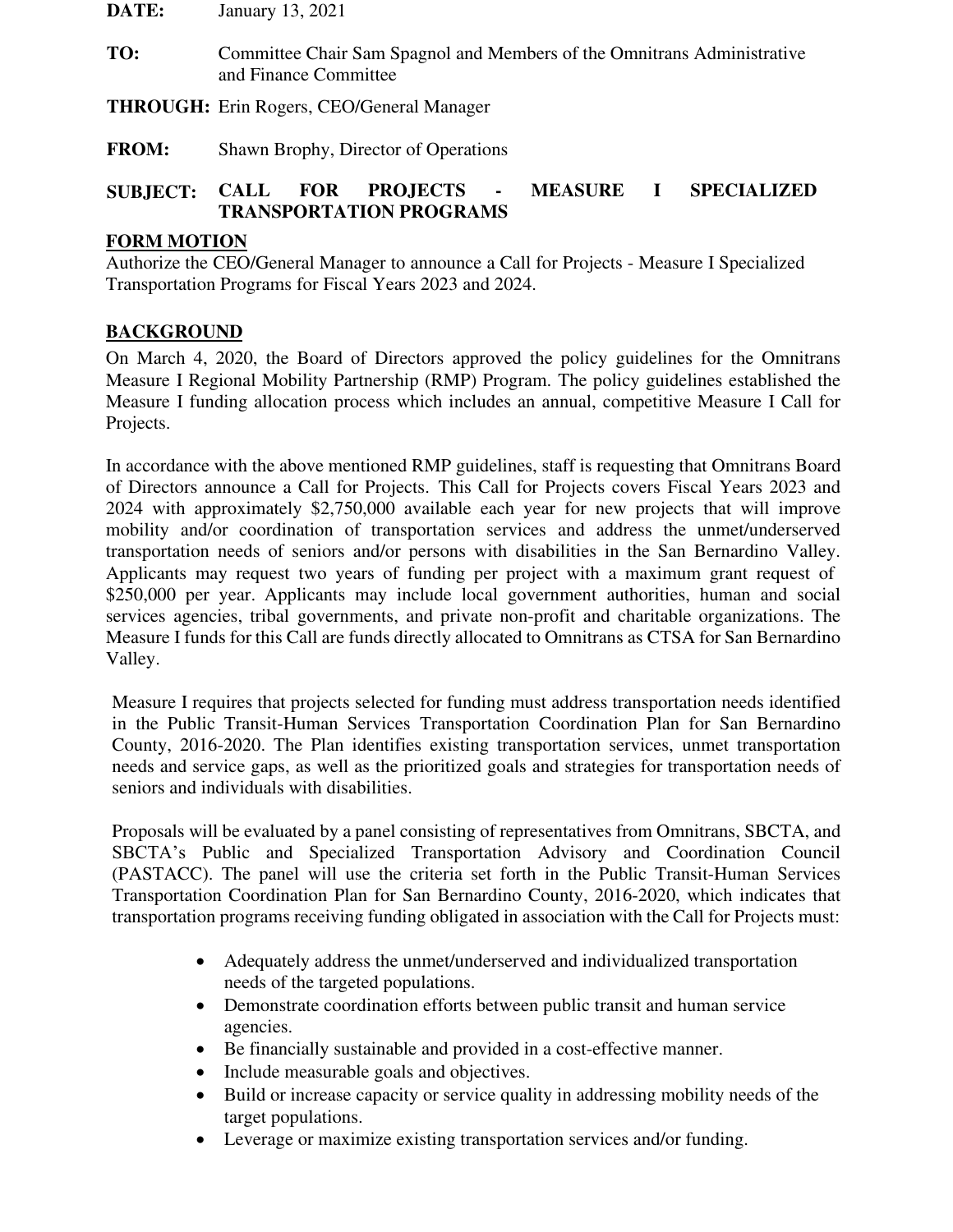**DATE:** January 13, 2021

**TO:** Committee Chair Sam Spagnol and Members of the Omnitrans Administrative and Finance Committee

**THROUGH:** Erin Rogers, CEO/General Manager

**FROM:** Shawn Brophy, Director of Operations

**SUBJECT: CALL FOR PROJECTS - MEASURE I SPECIALIZED TRANSPORTATION PROGRAMS**

## FORM MOTION

Authorize the CEO/General Manager to announce a Call for Projects - Measure I Specialized Transportation Programs for Fiscal Years 2023 and 2024.

## BACKGROUND

On March 4, 2020, the Board of Directors approved the policy guidelines for the Omnitrans Measure I Regional Mobility Partnership (RMP) Program. The policy guidelines established the Measure I funding allocation process which includes an annual, competitive Measure I Call for Projects.

In accordance with the above mentioned RMP guidelines, staff is requesting that Omnitrans Board of Directors announce a Call for Projects. This Call for Projects covers Fiscal Years 2023 and 2024 with approximately $2,750,000 available each year for new projects that will improve mobility and/or coordination of transportation services and address the unmet/underserved transportation needs of seniors and/or persons with disabilities in the San Bernardino Valley. Applicants may request two years of funding per project with a maximum grant request of $250,000 per year. Applicants may include local government authorities, human and social services agencies, tribal governments, and private non-profit and charitable organizations. The Measure I funds for this Call are funds directly allocated to Omnitrans as CTSA for San Bernardino Valley.

Measure I requires that projects selected for funding must address transportation needs identified in the Public Transit-Human Services Transportation Coordination Plan for San Bernardino County, 2016-2020. The Plan identifies existing transportation services, unmet transportation needs and service gaps, as well as the prioritized goals and strategies for transportation needs of seniors and individuals with disabilities.

Proposals will be evaluated by a panel consisting of representatives from Omnitrans, SBCTA, and SBCTA's Public and Specialized Transportation Advisory and Coordination Council (PASTACC). The panel will use the criteria set forth in the Public Transit-Human Services Transportation Coordination Plan for San Bernardino County, 2016-2020, which indicates that transportation programs receiving funding obligated in association with the Call for Projects must:

- Adequately address the unmet/underserved and individualized transportation needs of the targeted populations.
- Demonstrate coordination efforts between public transit and human service agencies.
- Be financially sustainable and provided in a cost-effective manner.
- Include measurable goals and objectives.
- Build or increase capacity or service quality in addressing mobility needs of the target populations.
- Leverage or maximize existing transportation services and/or funding.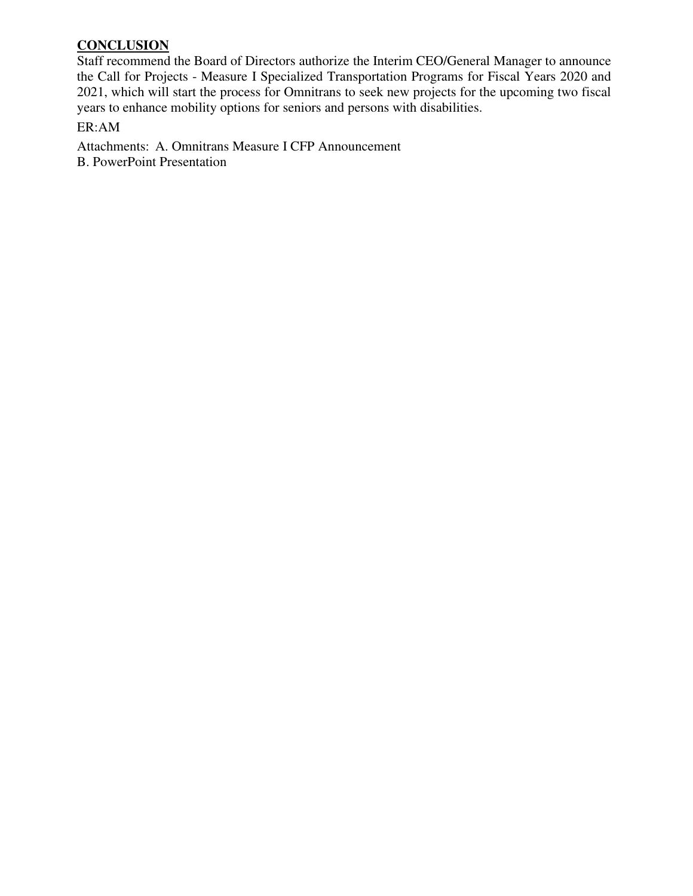## **CONCLUSION**

Staff recommend the Board of Directors authorize the Interim CEO/General Manager to announce the Call for Projects - Measure I Specialized Transportation Programs for Fiscal Years 2020 and 2021, which will start the process for Omnitrans to seek new projects for the upcoming two fiscal years to enhance mobility options for seniors and persons with disabilities.

ER:AM

Attachments: A. Omnitrans Measure I CFP Announcement
B. PowerPoint Presentation